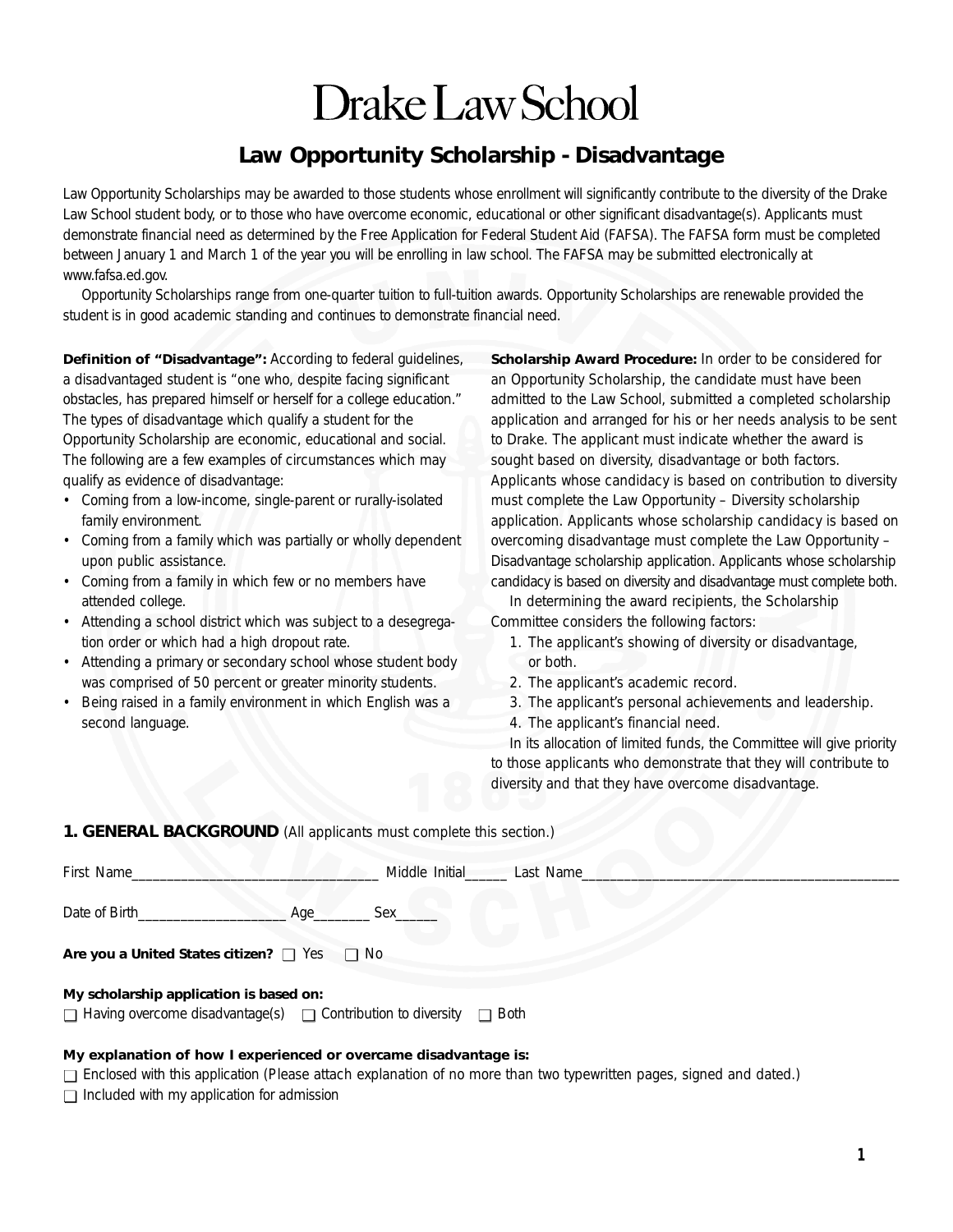# Drake Law School

## Law Opportunity Scholarship - Disadvantage

Law Opportunity Scholarships may be awarded to those students whose enrollment will significantly contribute to the diversity of the Drake Law School student body, or to those who have overcome economic, educational or other significant disadvantage(s). Applicants must demonstrate financial need as determined by the Free Application for Federal Student Aid (FAFSA). The FAFSA form must be completed between January 1 and March 1 of the year you will be enrolling in law school. The FAFSA may be submitted electronically at www.fafsa.ed.gov.

Opportunity Scholarships range from one-quarter tuition to full-tuition awards. Opportunity Scholarships are renewable provided the student is in good academic standing and continues to demonstrate financial need.

**Definition of "Disadvantage":** According to federal guidelines, a disadvantaged student is "one who, despite facing significant obstacles, has prepared himself or herself for a college education." The types of disadvantage which qualify a student for the Opportunity Scholarship are economic, educational and social. The following are a few examples of circumstances which may qualify as evidence of disadvantage:

- Coming from a low-income, single-parent or rurally-isolated family environment.
- Coming from a family which was partially or wholly dependent upon public assistance.
- Coming from a family in which few or no members have attended college.
- Attending a school district which was subject to a desegregation order or which had a high dropout rate.
- Attending a primary or secondary school whose student body was comprised of 50 percent or greater minority students.
- Being raised in a family environment in which English was a second language.

**Scholarship Award Procedure:** In order to be considered for an Opportunity Scholarship, the candidate must have been admitted to the Law School, submitted a completed scholarship application and arranged for his or her needs analysis to be sent to Drake. The applicant must indicate whether the award is sought based on diversity, disadvantage or both factors. Applicants whose candidacy is based on contribution to diversity must complete the Law Opportunity – Diversity scholarship application. Applicants whose scholarship candidacy is based on overcoming disadvantage must complete the Law Opportunity – Disadvantage scholarship application. Applicants whose scholarship candidacy is based on diversity and disadvantage must complete both.

In determining the award recipients, the Scholarship Committee considers the following factors:

1. The applicant's showing of diversity or disadvantage, or both.
2. The applicant's academic record.
3. The applicant's personal achievements and leadership.
4. The applicant's financial need.

In its allocation of limited funds, the Committee will give priority to those applicants who demonstrate that they will contribute to diversity and that they have overcome disadvantage.

### 1. GENERAL BACKGROUND (All applicants must complete this section.)

First Name___________________________________ Middle Initial______ Last Name_______________________________________________

Date of Birth_____________________ Age________ Sex______

**Are you a United States citizen?** ☐ Yes ☐ No

**My scholarship application is based on:**

☐ Having overcome disadvantage(s) ☐ Contribution to diversity ☐ Both

**My explanation of how I experienced or overcame disadvantage is:**

☐ Enclosed with this application (Please attach explanation of no more than two typewritten pages, signed and dated.)

☐ Included with my application for admission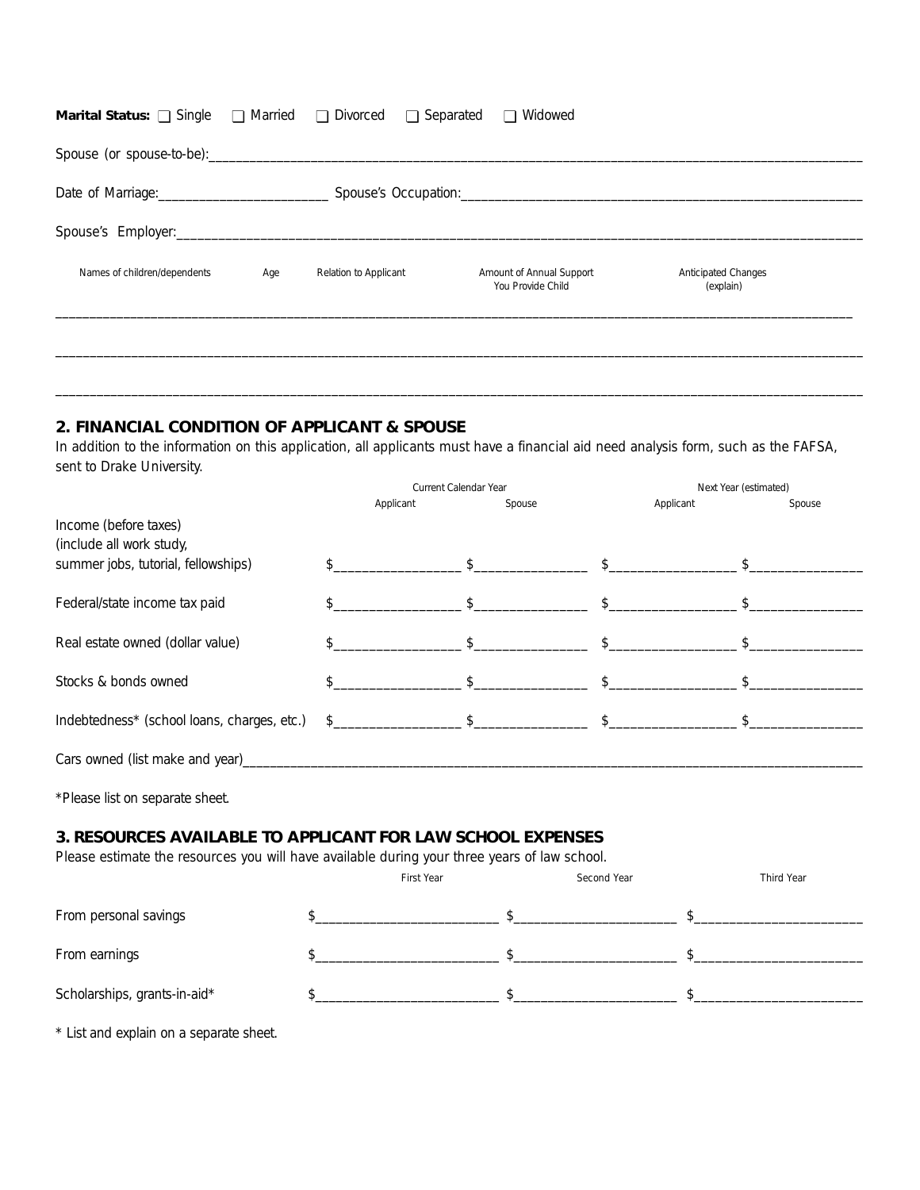**Marital Status:** ☐ Single ☐ Married ☐ Divorced ☐ Separated ☐ Widowed

Spouse (or spouse-to-be):_______________________________________________

Date of Marriage:________________________ Spouse's Occupation:_______________________________

Spouse's Employer:_______________________________________________

| Names of children/dependents | Age | Relation to Applicant | Amount of Annual Support You Provide Child | Anticipated Changes (explain) |
|---|---|---|---|---|
| | | | | |
| | | | | |
| | | | | |

## 2. FINANCIAL CONDITION OF APPLICANT & SPOUSE

In addition to the information on this application, all applicants must have a financial aid need analysis form, such as the FAFSA, sent to Drake University.

| | Current Calendar Year | | Next Year (estimated) | |
|---|---|---|---|---|
| | Applicant | Spouse | Applicant | Spouse |
| Income (before taxes) (include all work study, summer jobs, tutorial, fellowships) | $__________ | $__________ | $__________ | $__________ |
| Federal/state income tax paid | $__________ | $__________ | $__________ | $__________ |
| Real estate owned (dollar value) | $__________ | $__________ | $__________ | $__________ |
| Stocks & bonds owned | $__________ | $__________ | $__________ | $__________ |
| Indebtedness* (school loans, charges, etc.) | $__________ | $__________ | $__________ | $__________ |

Cars owned (list make and year)_______________________________________________

*Please list on separate sheet.

## 3. RESOURCES AVAILABLE TO APPLICANT FOR LAW SCHOOL EXPENSES

Please estimate the resources you will have available during your three years of law school.

| | First Year | Second Year | Third Year |
|---|---|---|---|
| From personal savings | $__________ | $__________ | $__________ |
| From earnings | $__________ | $__________ | $__________ |
| Scholarships, grants-in-aid* | $__________ | $__________ | $__________ |

* List and explain on a separate sheet.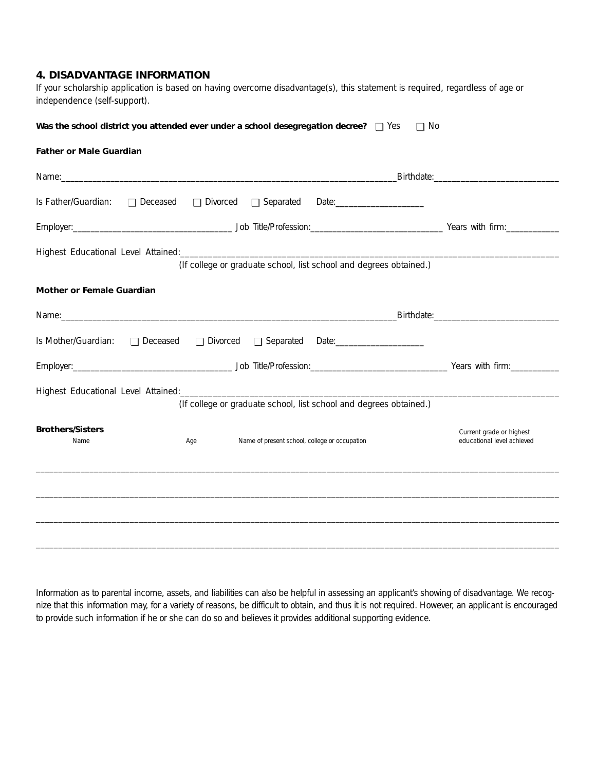## 4. DISADVANTAGE INFORMATION

If your scholarship application is based on having overcome disadvantage(s), this statement is required, regardless of age or independence (self-support).

**Was the school district you attended ever under a school desegregation decree?** ❑ Yes ❑ No

**Father or Male Guardian**

Name:_______________________________________________________________________________Birthdate:____________________________

Is Father/Guardian: ❑ Deceased ❑ Divorced ❑ Separated Date:____________________

Employer:___________________________________ Job Title/Profession:______________________________ Years with firm:___________

Highest Educational Level Attained:_________________________________________________________________________________________
(If college or graduate school, list school and degrees obtained.)

**Mother or Female Guardian**

Name:_______________________________________________________________________________Birthdate:____________________________

Is Mother/Guardian: ❑ Deceased ❑ Divorced ❑ Separated Date:____________________

Employer:___________________________________ Job Title/Profession:_______________________________ Years with firm:___________

Highest Educational Level Attained:_________________________________________________________________________________________
(If college or graduate school, list school and degrees obtained.)

**Brothers/Sisters**

| Name | Age | Name of present school, college or occupation | Current grade or highest educational level achieved |
|---|---|---|---|
| | | | |
| | | | |
| | | | |
| | | | |

Information as to parental income, assets, and liabilities can also be helpful in assessing an applicant's showing of disadvantage. We recognize that this information may, for a variety of reasons, be difficult to obtain, and thus it is not required. However, an applicant is encouraged to provide such information if he or she can do so and believes it provides additional supporting evidence.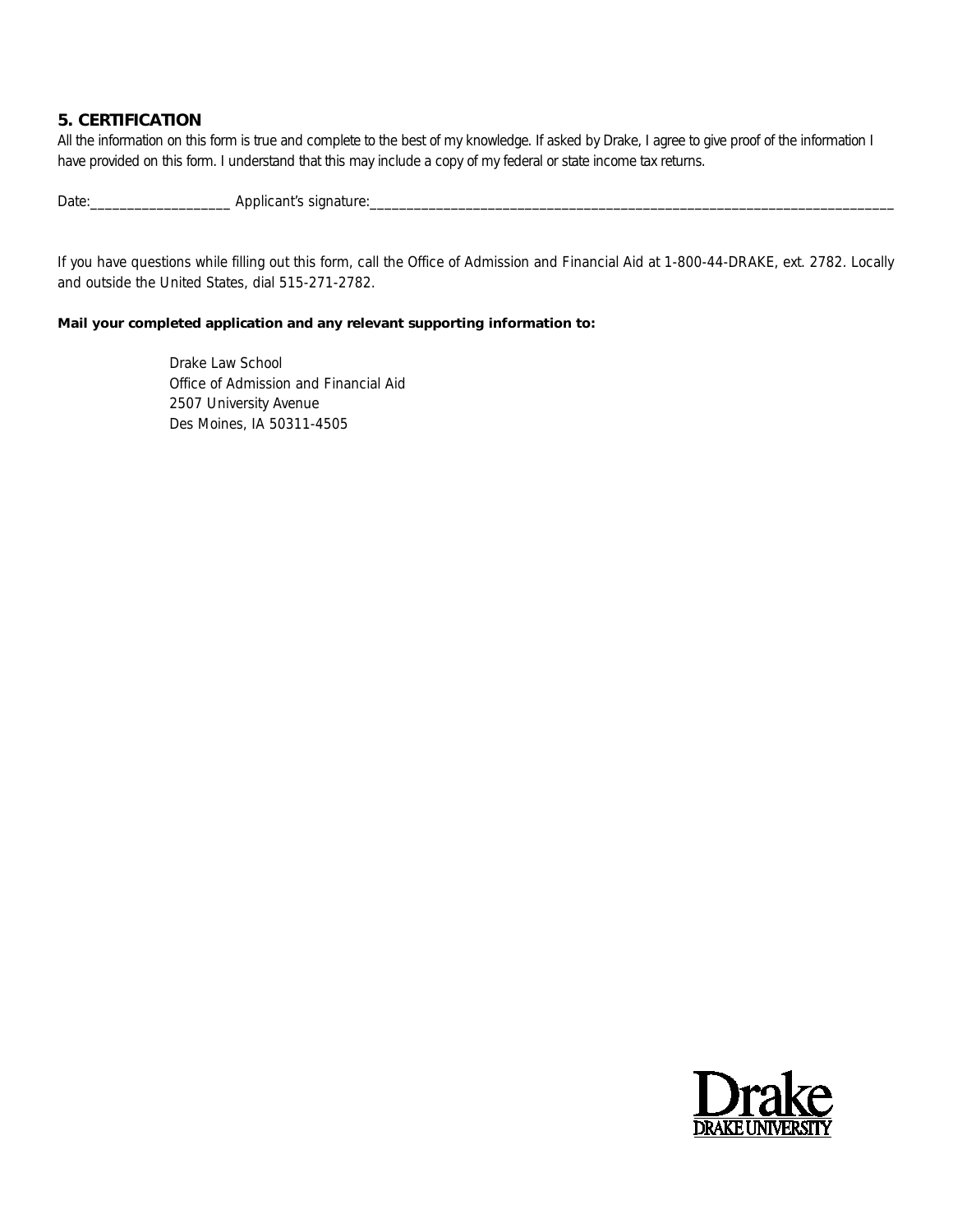## 5. CERTIFICATION

All the information on this form is true and complete to the best of my knowledge. If asked by Drake, I agree to give proof of the information I have provided on this form. I understand that this may include a copy of my federal or state income tax returns.

Date:___________________ Applicant's signature:___________________________________________________________________________

If you have questions while filling out this form, call the Office of Admission and Financial Aid at 1-800-44-DRAKE, ext. 2782. Locally and outside the United States, dial 515-271-2782.

**Mail your completed application and any relevant supporting information to:**

Drake Law School
Office of Admission and Financial Aid
2507 University Avenue
Des Moines, IA 50311-4505

Drake
DRAKE UNIVERSITY